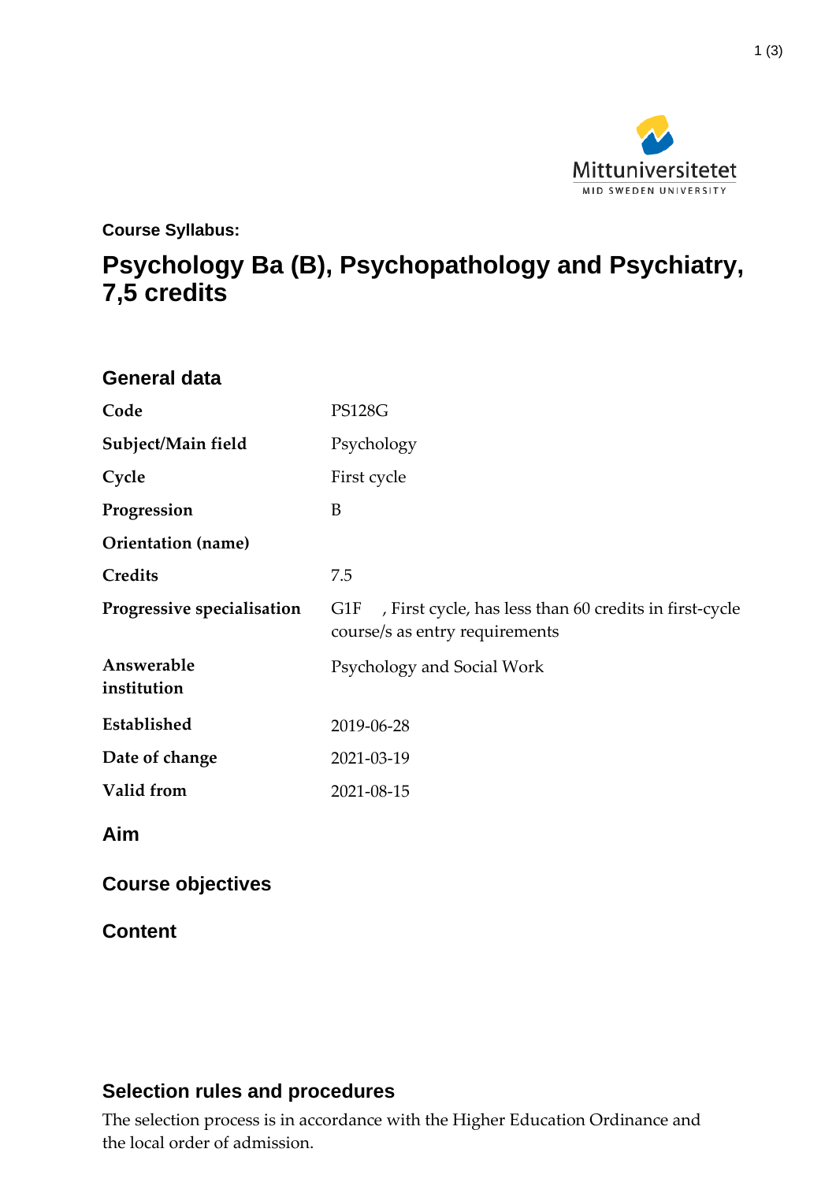**Course Syllabus:**

# Psychology Ba (B), Psychopathology and Psychiatry, 7,5 credits

## General data

| | |
|---|---|
| **Code** | PS128G |
| **Subject/Main field** | Psychology |
| **Cycle** | First cycle |
| **Progression** | B |
| **Orientation (name)** | |
| **Credits** | 7.5 |
| **Progressive specialisation** | G1F , First cycle, has less than 60 credits in first-cycle course/s as entry requirements |
| **Answerable institution** | Psychology and Social Work |
| **Established** | 2019-06-28 |
| **Date of change** | 2021-03-19 |
| **Valid from** | 2021-08-15 |

## Aim

## Course objectives

## Content

## Selection rules and procedures

The selection process is in accordance with the Higher Education Ordinance and the local order of admission.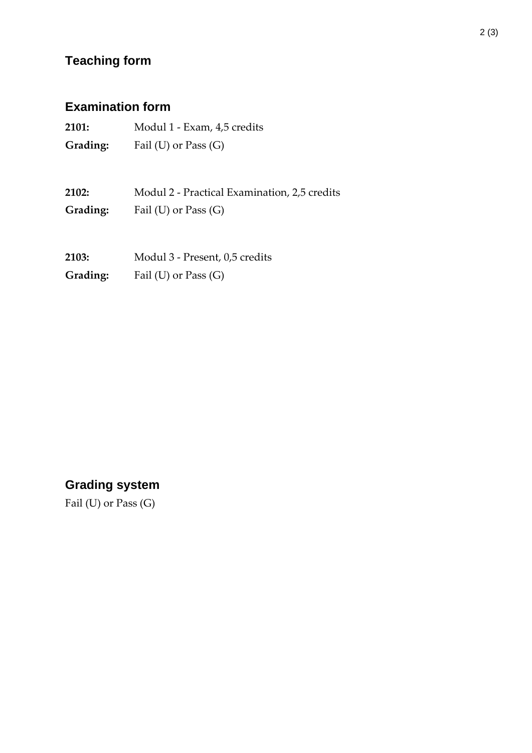## Teaching form

## Examination form

**2101:** Modul 1 - Exam, 4,5 credits
**Grading:** Fail (U) or Pass (G)

**2102:** Modul 2 - Practical Examination, 2,5 credits
**Grading:** Fail (U) or Pass (G)

**2103:** Modul 3 - Present, 0,5 credits
**Grading:** Fail (U) or Pass (G)

## Grading system

Fail (U) or Pass (G)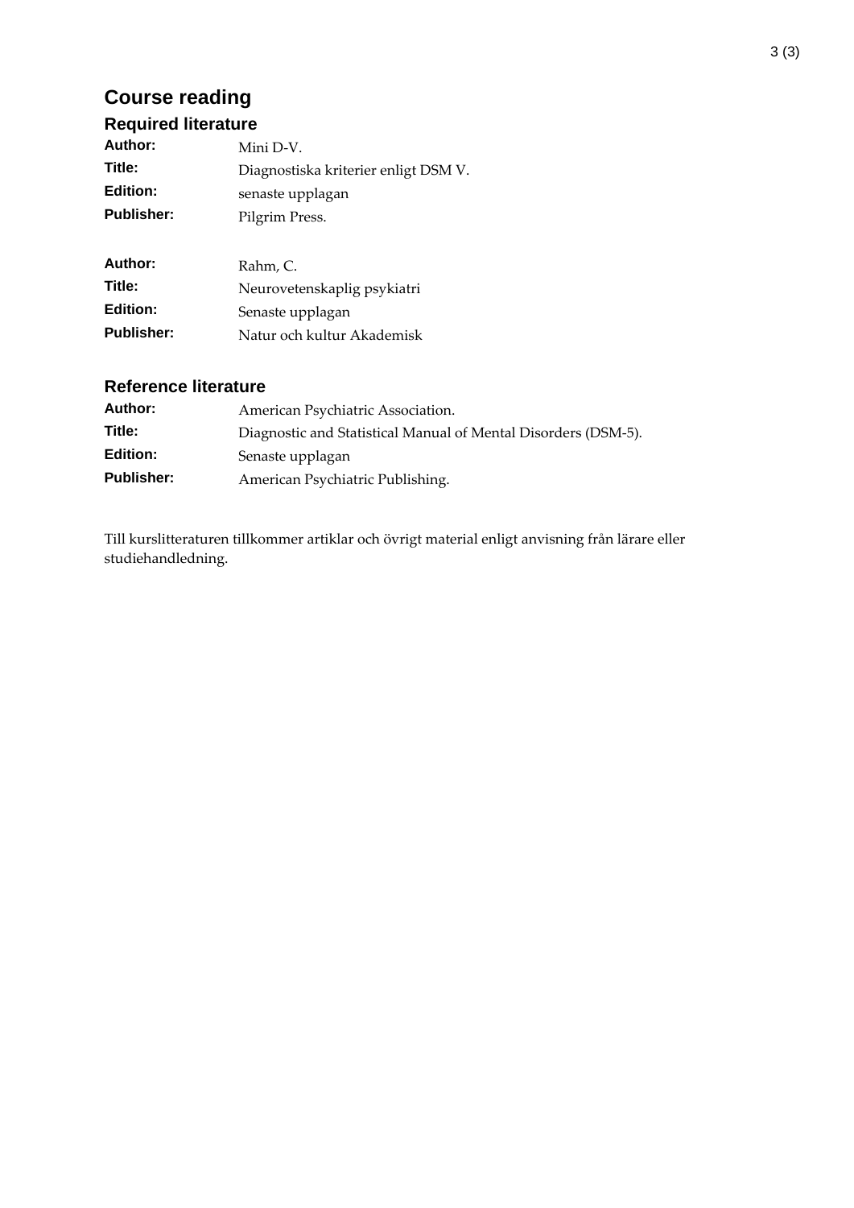# Course reading

## Required literature

**Author:** Mini D-V.
**Title:** Diagnostiska kriterier enligt DSM V.
**Edition:** senaste upplagan
**Publisher:** Pilgrim Press.

**Author:** Rahm, C.
**Title:** Neurovetenskaplig psykiatri
**Edition:** Senaste upplagan
**Publisher:** Natur och kultur Akademisk

## Reference literature

**Author:** American Psychiatric Association.
**Title:** Diagnostic and Statistical Manual of Mental Disorders (DSM-5).
**Edition:** Senaste upplagan
**Publisher:** American Psychiatric Publishing.

Till kurslitteraturen tillkommer artiklar och övrigt material enligt anvisning från lärare eller studiehandledning.